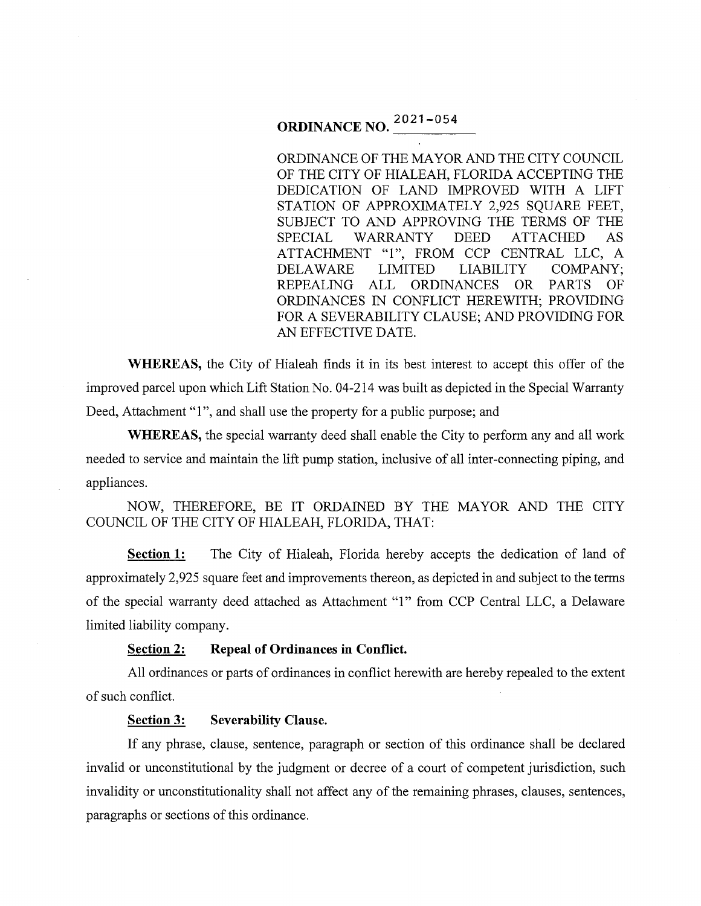# ORDINANCE NO. 2021-054

ORDINANCE OF THE MAYOR AND THE CITY COUNCIL OF THE CITY OF HIALEAH, FLORIDA ACCEPTING THE DEDICATION OF LAND IMPROVED WITH A LIFT STATION OF APPROXIMATELY 2,925 SQUARE FEET, SUBJECT TO AND APPROVING THE TERMS OF THE SPECIAL WARRANTY DEED ATTACHED AS ATTACHMENT "1", FROM CCP CENTRAL LLC, A DELAWARE LIMITED LIABILITY COMPANY; REPEALING ALL ORDINANCES OR PARTS OF ORDINANCES IN CONFLICT HEREWITH; PROVIDING FOR A SEVERABILITY CLAUSE; AND PROVIDING FOR AN EFFECTIVE DATE.

**WHEREAS,** the City of Hialeah finds it in its best interest to accept this offer of the improved parcel upon which Lift Station No. 04-214 was built as depicted in the Special Warranty Deed, Attachment "1", and shall use the property for a public purpose; and

**WHEREAS,** the special warranty deed shall enable the City to perform any and all work needed to service and maintain the lift pump station, inclusive of all inter-connecting piping, and appliances.

NOW, THEREFORE, BE IT ORDAINED BY THE MAYOR AND THE CITY COUNCIL OF THE CITY OF HIALEAH, FLORIDA, THAT:

**Section 1:** The City of Hialeah, Florida hereby accepts the dedication of land of approximately 2,925 square feet and improvements thereon, as depicted in and subject to the terms of the special warranty deed attached as Attachment "1" from CCP Central LLC, a Delaware limited liability company.

**Section 2: Repeal of Ordinances in Conflict.**

All ordinances or parts of ordinances in conflict herewith are hereby repealed to the extent of such conflict.

**Section 3: Severability Clause.**

If any phrase, clause, sentence, paragraph or section of this ordinance shall be declared invalid or unconstitutional by the judgment or decree of a court of competent jurisdiction, such invalidity or unconstitutionality shall not affect any of the remaining phrases, clauses, sentences, paragraphs or sections of this ordinance.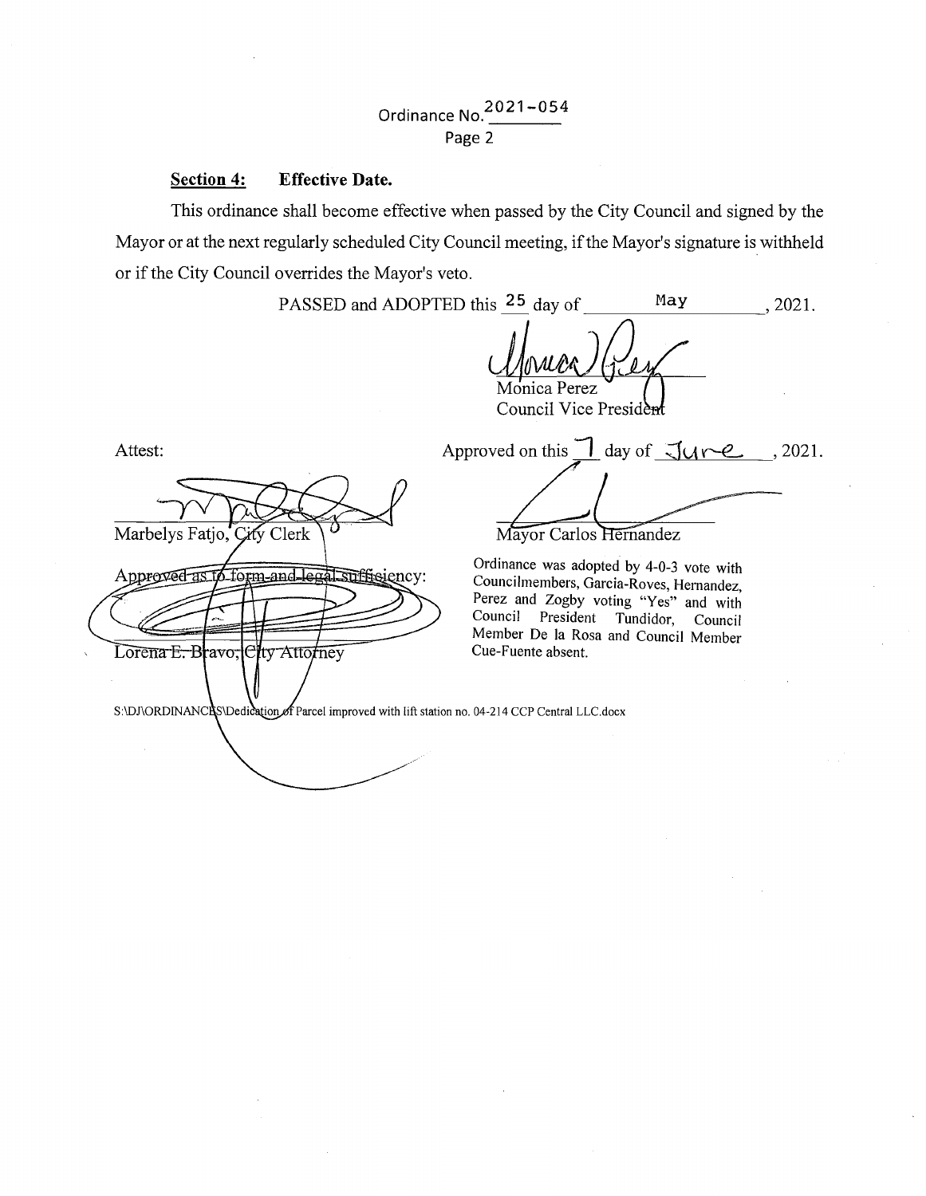Ordinance No. 2021-054

Page 2

**Section 4: Effective Date.**

This ordinance shall become effective when passed by the City Council and signed by the Mayor or at the next regularly scheduled City Council meeting, if the Mayor's signature is withheld or if the City Council overrides the Mayor's veto.

PASSED and ADOPTED this 25 day of May, 2021.

Monica Perez
Council Vice President

Attest:

Marbelys Fatjo, City Clerk

Approved as to form and legal sufficiency:

Lorena E. Bravo, City Attorney

Approved on this 7 day of June, 2021.

Mayor Carlos Hernandez

Ordinance was adopted by 4-0-3 vote with Councilmembers, Garcia-Roves, Hernandez, Perez and Zogby voting "Yes" and with Council President Tundidor, Council Member De la Rosa and Council Member Cue-Fuente absent.

S:\DJ\ORDINANCES\Dedication of Parcel improved with lift station no. 04-214 CCP Central LLC.docx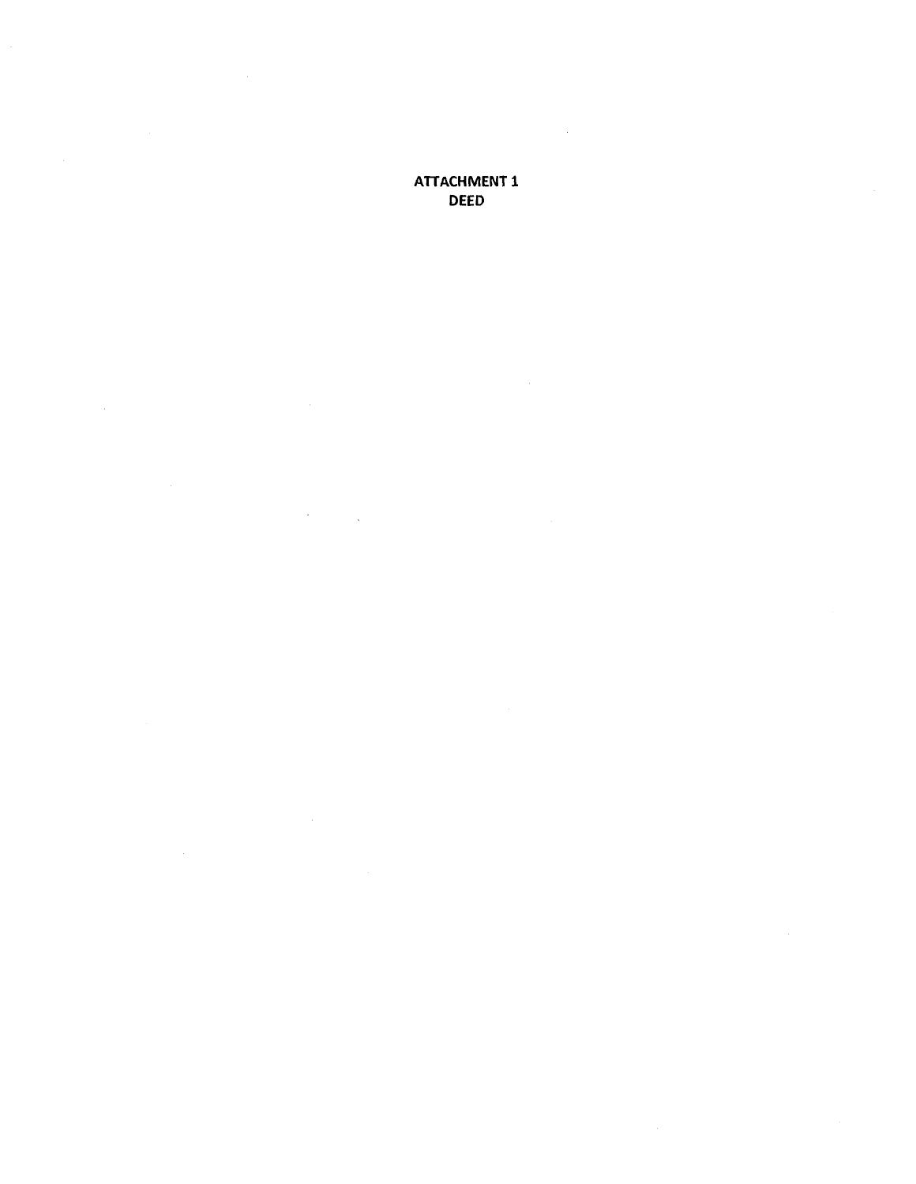**ATTACHMENT 1**
**DEED**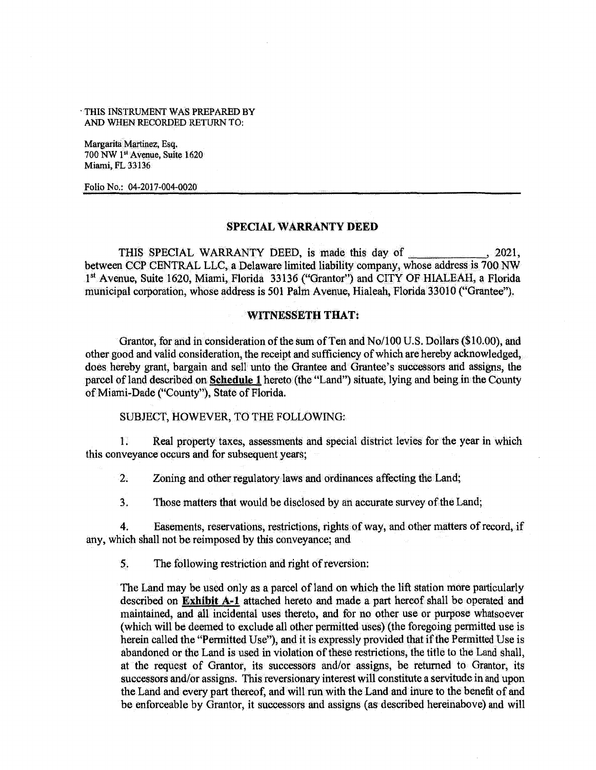THIS INSTRUMENT WAS PREPARED BY
AND WHEN RECORDED RETURN TO:

Margarita Martinez, Esq.
700 NW 1st Avenue, Suite 1620
Miami, FL 33136

Folio No.: 04-2017-004-0020

---

## SPECIAL WARRANTY DEED

THIS SPECIAL WARRANTY DEED, is made this day of _____________, 2021, between CCP CENTRAL LLC, a Delaware limited liability company, whose address is 700 NW 1st Avenue, Suite 1620, Miami, Florida 33136 ("Grantor") and CITY OF HIALEAH, a Florida municipal corporation, whose address is 501 Palm Avenue, Hialeah, Florida 33010 ("Grantee").

### WITNESSETH THAT:

Grantor, for and in consideration of the sum of Ten and No/100 U.S. Dollars ($10.00), and other good and valid consideration, the receipt and sufficiency of which are hereby acknowledged, does hereby grant, bargain and sell unto the Grantee and Grantee's successors and assigns, the parcel of land described on **Schedule 1** hereto (the "Land") situate, lying and being in the County of Miami-Dade ("County"), State of Florida.

SUBJECT, HOWEVER, TO THE FOLLOWING:

1. Real property taxes, assessments and special district levies for the year in which this conveyance occurs and for subsequent years;

2. Zoning and other regulatory laws and ordinances affecting the Land;

3. Those matters that would be disclosed by an accurate survey of the Land;

4. Easements, reservations, restrictions, rights of way, and other matters of record, if any, which shall not be reimposed by this conveyance; and

5. The following restriction and right of reversion:

The Land may be used only as a parcel of land on which the lift station more particularly described on **Exhibit A-1** attached hereto and made a part hereof shall be operated and maintained, and all incidental uses thereto, and for no other use or purpose whatsoever (which will be deemed to exclude all other permitted uses) (the foregoing permitted use is herein called the "Permitted Use"), and it is expressly provided that if the Permitted Use is abandoned or the Land is used in violation of these restrictions, the title to the Land shall, at the request of Grantor, its successors and/or assigns, be returned to Grantor, its successors and/or assigns. This reversionary interest will constitute a servitude in and upon the Land and every part thereof, and will run with the Land and inure to the benefit of and be enforceable by Grantor, it successors and assigns (as described hereinabove) and will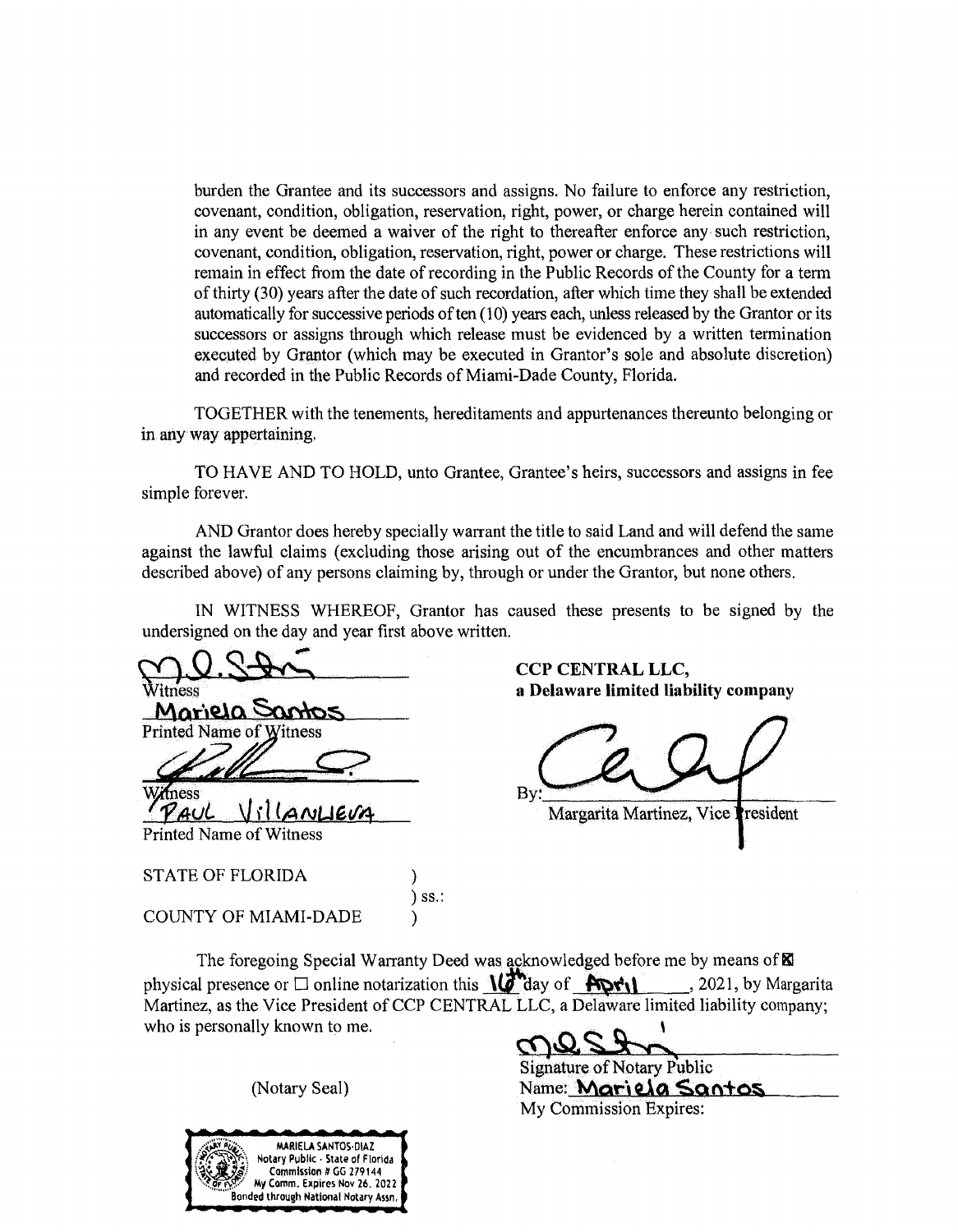burden the Grantee and its successors and assigns. No failure to enforce any restriction, covenant, condition, obligation, reservation, right, power, or charge herein contained will in any event be deemed a waiver of the right to thereafter enforce any such restriction, covenant, condition, obligation, reservation, right, power or charge. These restrictions will remain in effect from the date of recording in the Public Records of the County for a term of thirty (30) years after the date of such recordation, after which time they shall be extended automatically for successive periods of ten (10) years each, unless released by the Grantor or its successors or assigns through which release must be evidenced by a written termination executed by Grantor (which may be executed in Grantor's sole and absolute discretion) and recorded in the Public Records of Miami-Dade County, Florida.

TOGETHER with the tenements, hereditaments and appurtenances thereunto belonging or in any way appertaining.

TO HAVE AND TO HOLD, unto Grantee, Grantee's heirs, successors and assigns in fee simple forever.

AND Grantor does hereby specially warrant the title to said Land and will defend the same against the lawful claims (excluding those arising out of the encumbrances and other matters described above) of any persons claiming by, through or under the Grantor, but none others.

IN WITNESS WHEREOF, Grantor has caused these presents to be signed by the undersigned on the day and year first above written.

Witness
Mariela Santos
Printed Name of Witness

Witness
Paul Villanueva
Printed Name of Witness

**CCP CENTRAL LLC,**
**a Delaware limited liability company**

By: ______________________
Margarita Martinez, Vice President

STATE OF FLORIDA )
) ss.:
COUNTY OF MIAMI-DADE )

The foregoing Special Warranty Deed was acknowledged before me by means of ☒ physical presence or ☐ online notarization this 16th day of April, 2021, by Margarita Martinez, as the Vice President of CCP CENTRAL LLC, a Delaware limited liability company; who is personally known to me.

(Notary Seal)

MARIELA SANTOS-DIAZ
Notary Public - State of Florida
Commission # GG 279144
My Comm. Expires Nov 26, 2022
Bonded through National Notary Assn.

______________________
Signature of Notary Public
Name: Mariela Santos
My Commission Expires: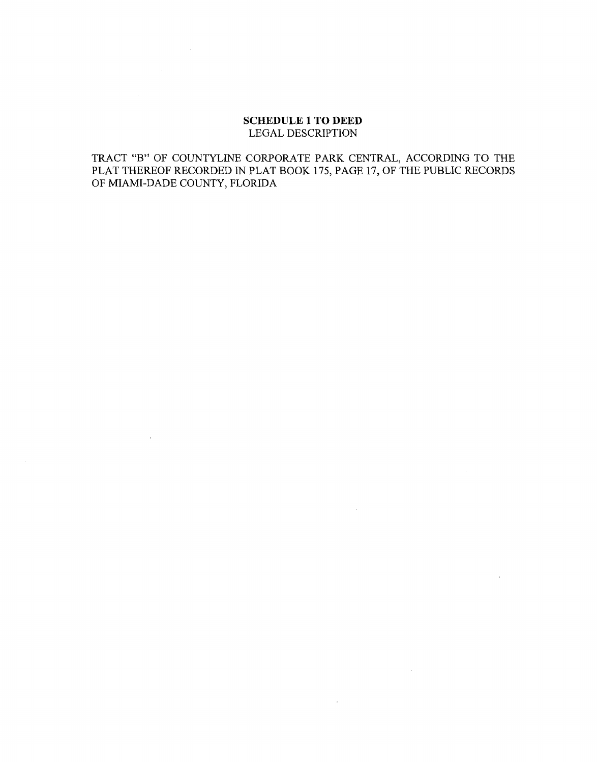**SCHEDULE 1 TO DEED**
LEGAL DESCRIPTION

TRACT "B" OF COUNTYLINE CORPORATE PARK CENTRAL, ACCORDING TO THE PLAT THEREOF RECORDED IN PLAT BOOK 175, PAGE 17, OF THE PUBLIC RECORDS OF MIAMI-DADE COUNTY, FLORIDA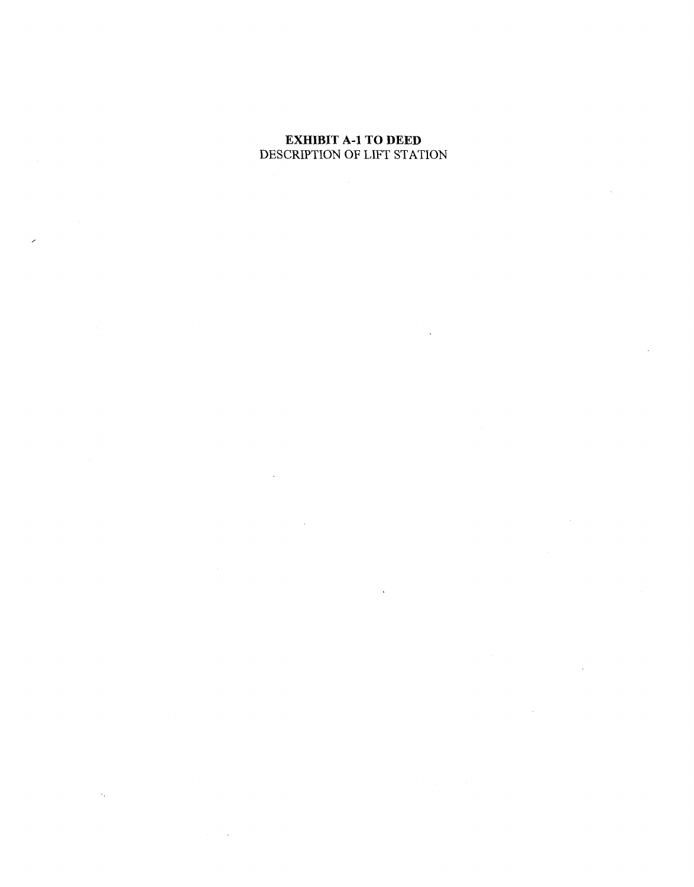**EXHIBIT A-1 TO DEED**
DESCRIPTION OF LIFT STATION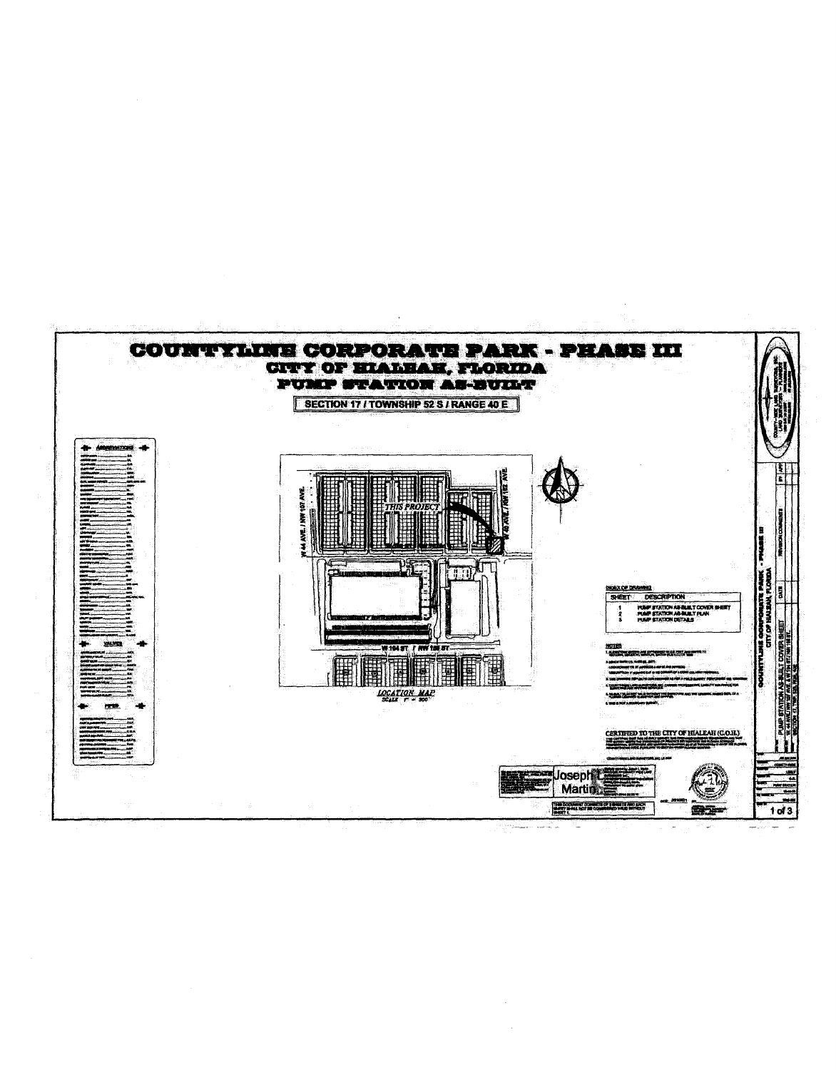# COUNTYLINE CORPORATE PARK - PHASE III

## CITY OF HIALEAH, FLORIDA

## PUMP STATION AS-BUILT

SECTION 17 / TOWNSHIP 52 S / RANGE 40 E

THIS PROJECT

W 44 AVE. / NW 107 AVE.

W 40 AVE. / NW 102 AVE.

W 104 ST. / NW 186 ST.

*LOCATION MAP*
*SCALE 1" = 300'*

**INDEX OF DRAWING**

| SHEET | DESCRIPTION |
|---|---|
| 1 | PUMP STATION AS-BUILT COVER SHEET |
| 2 | PUMP STATION AS-BUILT PLAN |
| 3 | PUMP STATION DETAILS |

**NOTES**

CERTIFIED TO THE CITY OF HIALEAH (C.O.H.)

Joseph Martin

THIS DOCUMENT CONSISTS OF 3 SHEETS AND EACH SHEET SHALL NOT BE CONSIDERED VALID WITHOUT SHEET 1.

COUNTYLINE CORPORATE PARK - PHASE III
CITY OF HIALEAH, FLORIDA

PUMP STATION AS-BUILT COVER SHEET

SECTION 17, TWP 52S, RGE 40E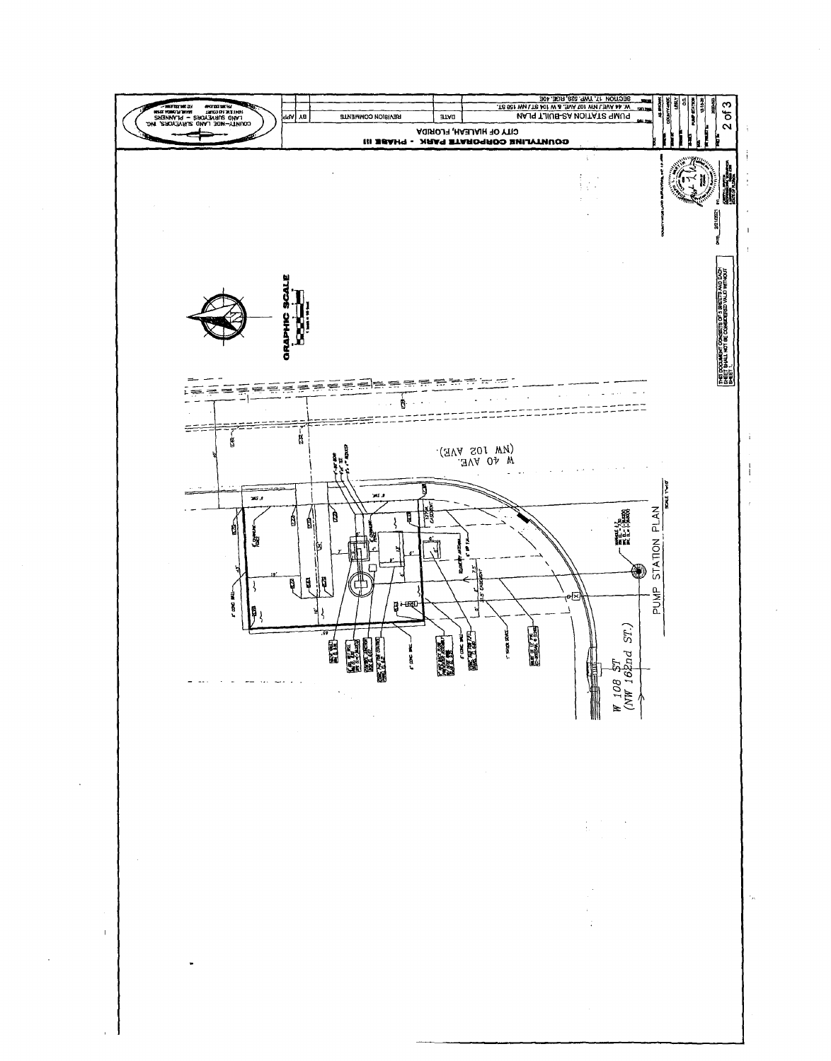# COUNTYLINE CORPORATE PARK - PHASE III

CITY OF HIALEAH, FLORIDA

PUMP STATION AS-BUILT PLAN

W. 44 AVE / NW 107 AVE. & W 104 ST / NW 158 ST.

SECTION 17, TWP. 52S, RGE. 40E

| DATE | REVISION COMMENTS | BY | APP |
|---|---|---|---|
| | | | |

COUNTY-WIDE LAND SURVEYORS, INC.

LAND SURVEYORS – PLANNERS

GRAPHIC SCALE

W 40 AVE.
(NW 102 AVE.)

W 108 ST
(NW 162nd ST.)

PUMP STATION PLAN

THIS DOCUMENT CONSISTS OF 3 SHEETS AND EACH SHEET SHALL NOT BE CONSIDERED VALID WITHOUT

2 of 3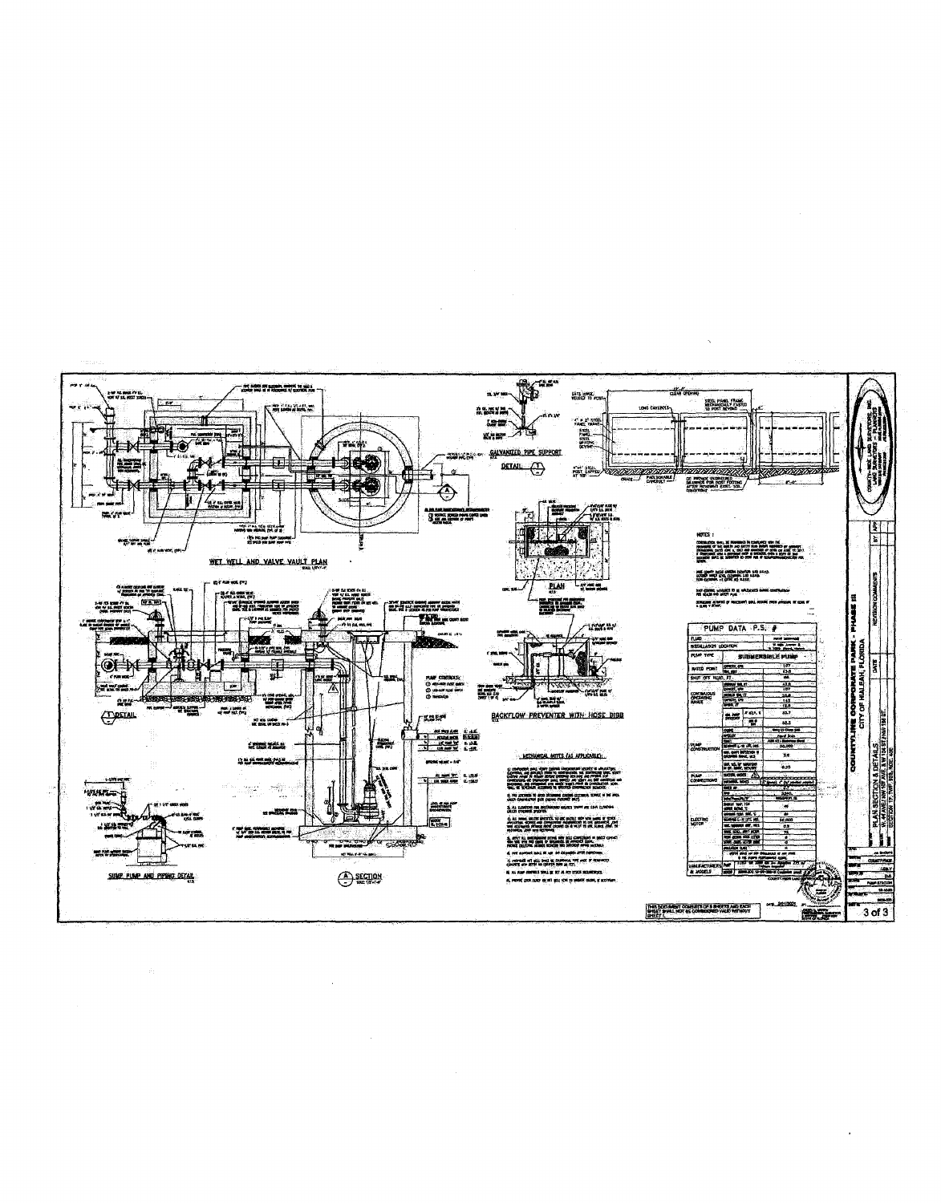## WET WELL AND VALVE VAULT PLAN

## GALVANIZED PIPE SUPPORT DETAIL

## PLAN

## BACKFLOW PREVENTER WITH HOSE BIBB

## DETAIL

## SECTION

PUMP CONTROLS:

## SUMP PUMP AND PIPING DETAIL

## MECHANICAL NOTES (AS APPLICABLE):

NOTES:

| PUMP DATA P.S. # | |
|---|---|
| FLUID | |
| INSTALLATION LOCATION | |
| PUMP TYPE | SUBMERSIBLE PUMP |
| RATED POINT | |
| SHUT OFF HEAD, FT | |
| CONTINUOUS OPERATING RANGE | |
| PUMP CONSTRUCTION | |
| PUMP CONNECTIONS | |
| ELECTRIC MOTOR | |
| MANUFACTURER & MODELS | |

THIS DOCUMENT CONSISTS OF 3 SHEETS AND EACH SHEET SHALL NOT BE CONSIDERED VALID WITHOUT SHEET 1.

COUNTYLINE CORPORATE PARK - PHASE III

CITY OF HIALEAH, FLORIDA

PLAN SECTION & DETAILS

REVISION COMMENTS | DATE | BY | APP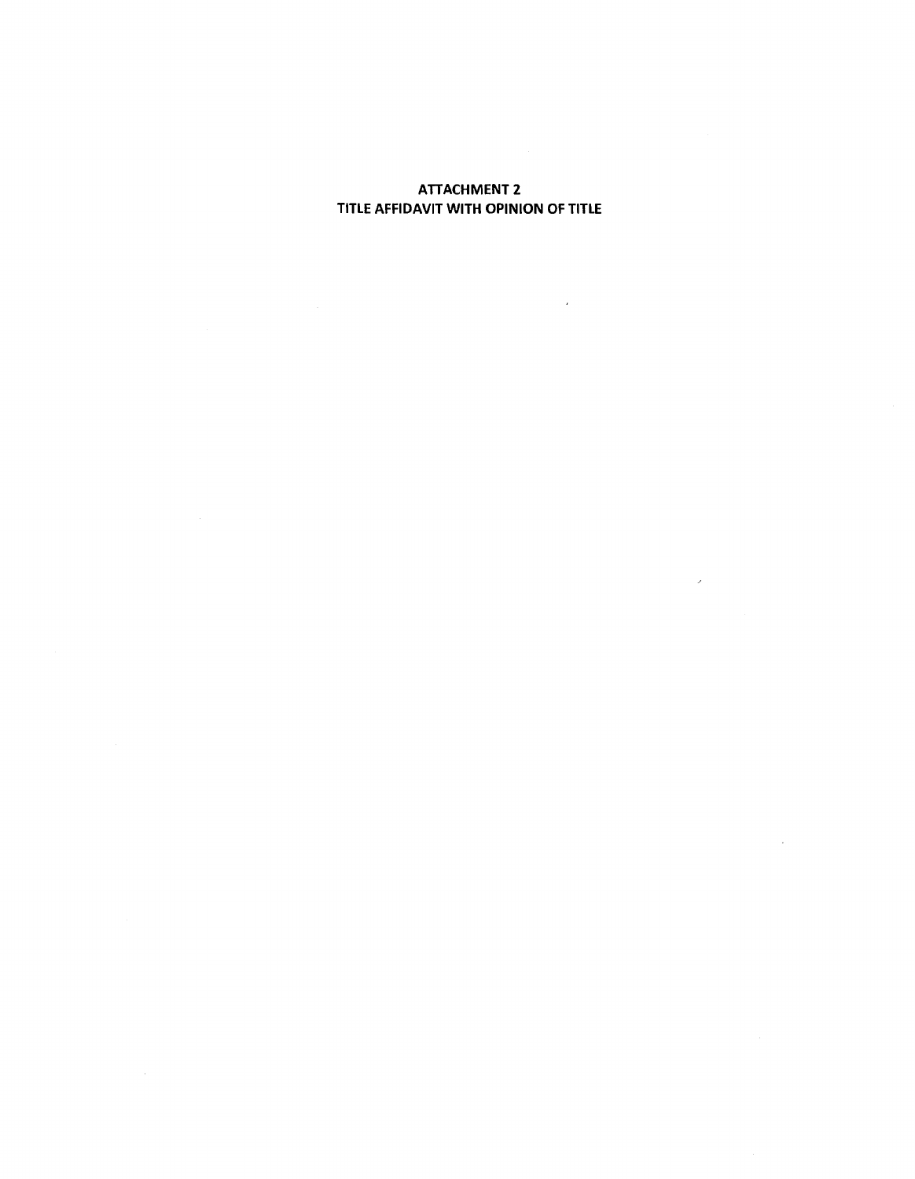# ATTACHMENT 2
# TITLE AFFIDAVIT WITH OPINION OF TITLE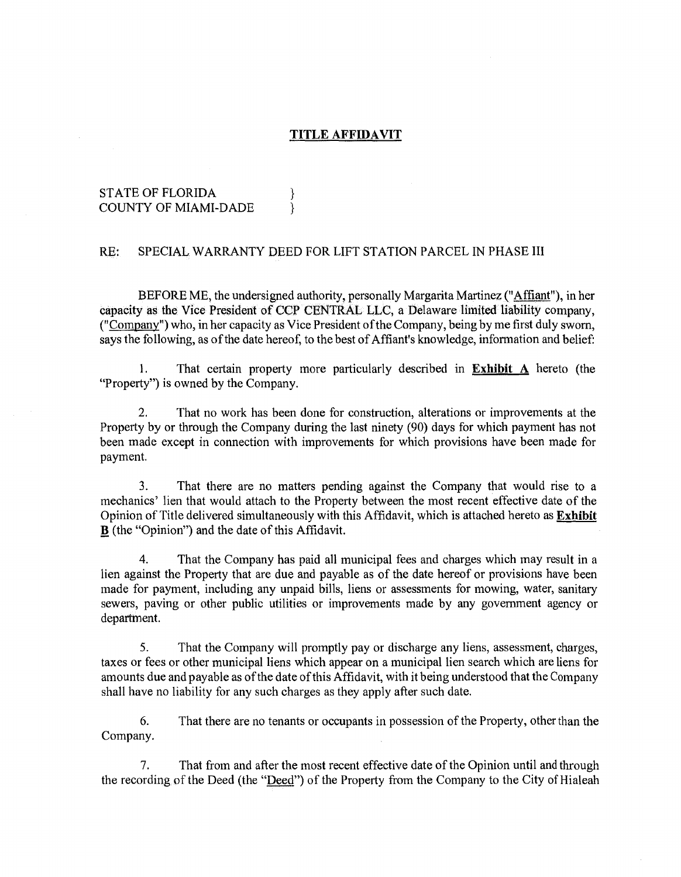# TITLE AFFIDAVIT

STATE OF FLORIDA }
COUNTY OF MIAMI-DADE }

RE: SPECIAL WARRANTY DEED FOR LIFT STATION PARCEL IN PHASE III

BEFORE ME, the undersigned authority, personally Margarita Martinez ("Affiant"), in her capacity as the Vice President of CCP CENTRAL LLC, a Delaware limited liability company, ("Company") who, in her capacity as Vice President of the Company, being by me first duly sworn, says the following, as of the date hereof, to the best of Affiant's knowledge, information and belief:

1. That certain property more particularly described in **Exhibit A** hereto (the "Property") is owned by the Company.

2. That no work has been done for construction, alterations or improvements at the Property by or through the Company during the last ninety (90) days for which payment has not been made except in connection with improvements for which provisions have been made for payment.

3. That there are no matters pending against the Company that would rise to a mechanics' lien that would attach to the Property between the most recent effective date of the Opinion of Title delivered simultaneously with this Affidavit, which is attached hereto as **Exhibit B** (the "Opinion") and the date of this Affidavit.

4. That the Company has paid all municipal fees and charges which may result in a lien against the Property that are due and payable as of the date hereof or provisions have been made for payment, including any unpaid bills, liens or assessments for mowing, water, sanitary sewers, paving or other public utilities or improvements made by any government agency or department.

5. That the Company will promptly pay or discharge any liens, assessment, charges, taxes or fees or other municipal liens which appear on a municipal lien search which are liens for amounts due and payable as of the date of this Affidavit, with it being understood that the Company shall have no liability for any such charges as they apply after such date.

6. That there are no tenants or occupants in possession of the Property, other than the Company.

7. That from and after the most recent effective date of the Opinion until and through the recording of the Deed (the "Deed") of the Property from the Company to the City of Hialeah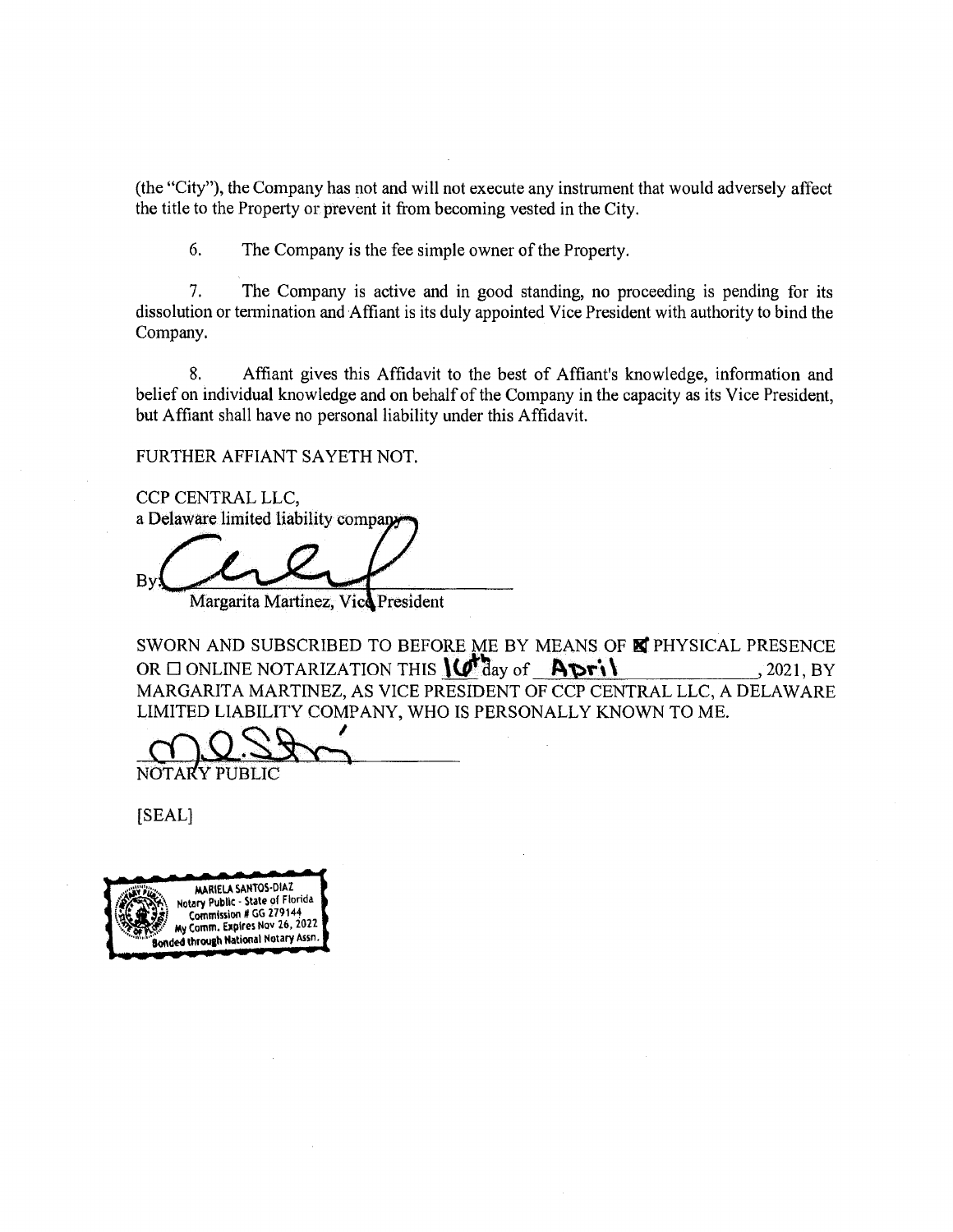(the "City"), the Company has not and will not execute any instrument that would adversely affect the title to the Property or prevent it from becoming vested in the City.

6. The Company is the fee simple owner of the Property.

7. The Company is active and in good standing, no proceeding is pending for its dissolution or termination and Affiant is its duly appointed Vice President with authority to bind the Company.

8. Affiant gives this Affidavit to the best of Affiant's knowledge, information and belief on individual knowledge and on behalf of the Company in the capacity as its Vice President, but Affiant shall have no personal liability under this Affidavit.

FURTHER AFFIANT SAYETH NOT.

CCP CENTRAL LLC,
a Delaware limited liability company

By: ______________________
Margarita Martinez, Vice President

SWORN AND SUBSCRIBED TO BEFORE ME BY MEANS OF ☒ PHYSICAL PRESENCE OR ☐ ONLINE NOTARIZATION THIS 10th day of April, 2021, BY MARGARITA MARTINEZ, AS VICE PRESIDENT OF CCP CENTRAL LLC, A DELAWARE LIMITED LIABILITY COMPANY, WHO IS PERSONALLY KNOWN TO ME.

______________________
NOTARY PUBLIC

[SEAL]

MARIELA SANTOS-DIAZ
Notary Public - State of Florida
Commission # GG 279144
My Comm. Expires Nov 26, 2022
Bonded through National Notary Assn.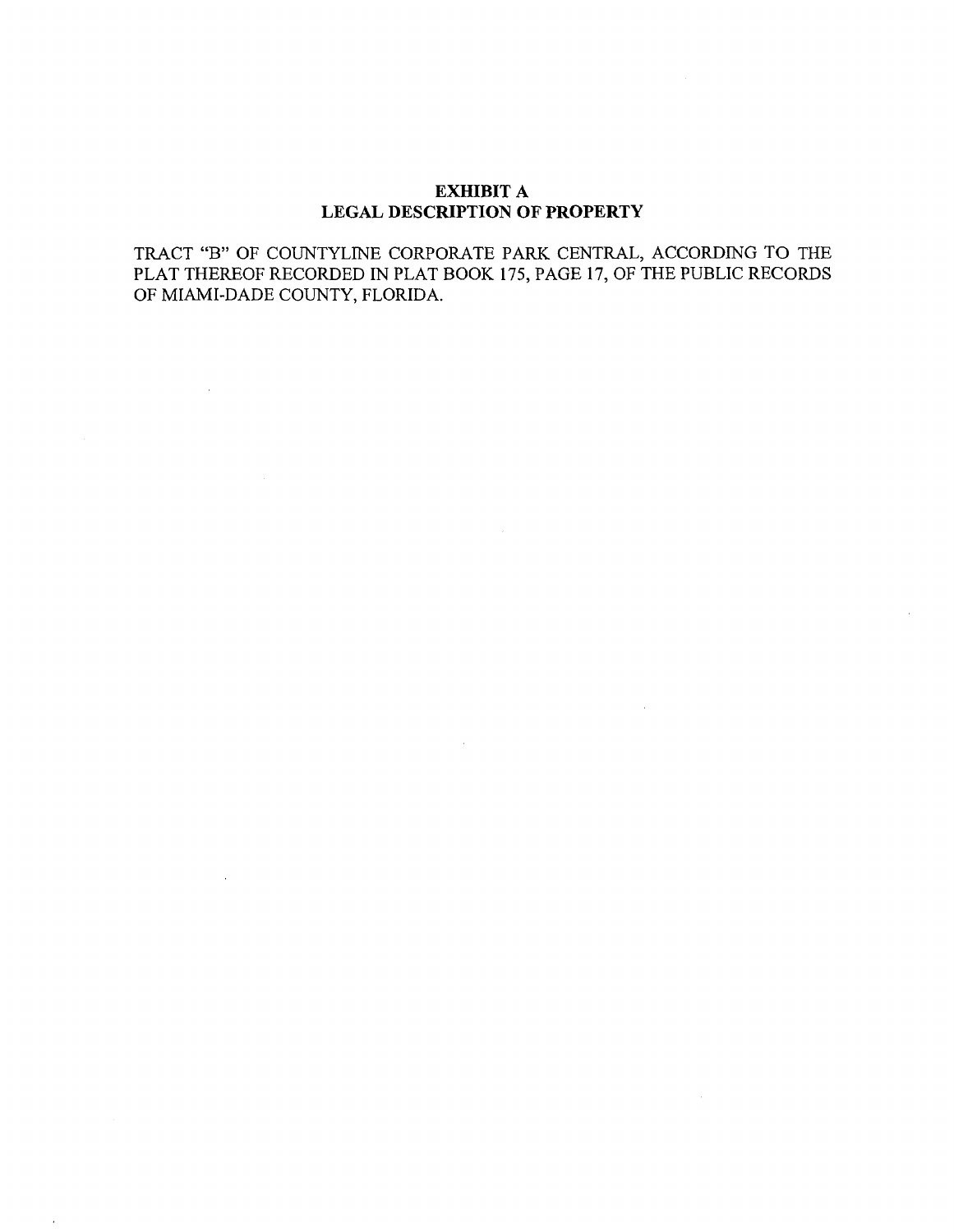**EXHIBIT A**
**LEGAL DESCRIPTION OF PROPERTY**

TRACT "B" OF COUNTYLINE CORPORATE PARK CENTRAL, ACCORDING TO THE PLAT THEREOF RECORDED IN PLAT BOOK 175, PAGE 17, OF THE PUBLIC RECORDS OF MIAMI-DADE COUNTY, FLORIDA.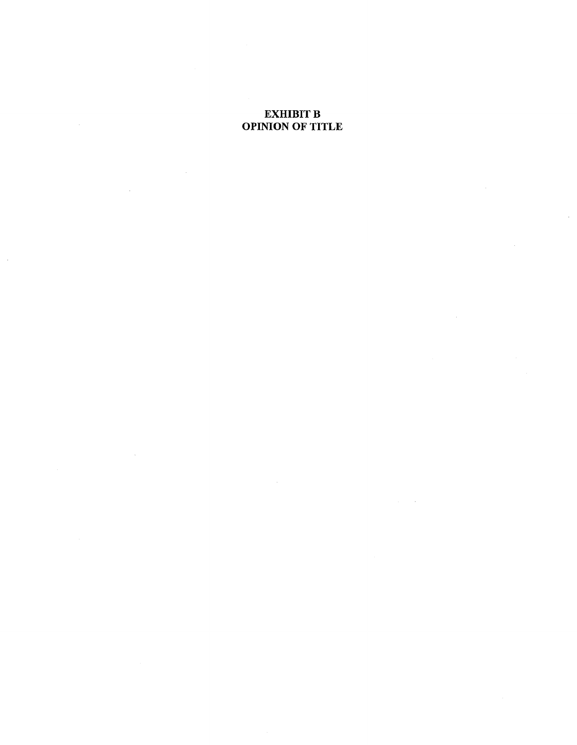# EXHIBIT B
# OPINION OF TITLE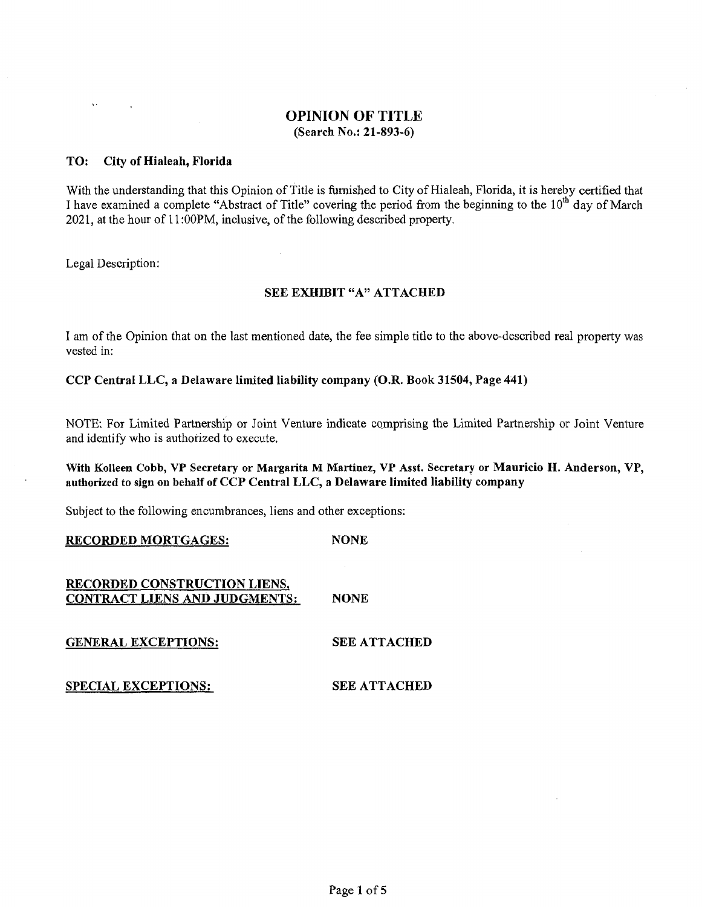# OPINION OF TITLE

**(Search No.: 21-893-6)**

**TO: City of Hialeah, Florida**

With the understanding that this Opinion of Title is furnished to City of Hialeah, Florida, it is hereby certified that I have examined a complete "Abstract of Title" covering the period from the beginning to the 10th day of March 2021, at the hour of 11:00PM, inclusive, of the following described property.

Legal Description:

**SEE EXHIBIT "A" ATTACHED**

I am of the Opinion that on the last mentioned date, the fee simple title to the above-described real property was vested in:

**CCP Central LLC, a Delaware limited liability company (O.R. Book 31504, Page 441)**

NOTE: For Limited Partnership or Joint Venture indicate comprising the Limited Partnership or Joint Venture and identify who is authorized to execute.

**With Kolleen Cobb, VP Secretary or Margarita M Martinez, VP Asst. Secretary or Mauricio H. Anderson, VP, authorized to sign on behalf of CCP Central LLC, a Delaware limited liability company**

Subject to the following encumbrances, liens and other exceptions:

| | |
|---|---|
| **RECORDED MORTGAGES:** | **NONE** |
| **RECORDED CONSTRUCTION LIENS, CONTRACT LIENS AND JUDGMENTS:** | **NONE** |
| **GENERAL EXCEPTIONS:** | **SEE ATTACHED** |
| **SPECIAL EXCEPTIONS:** | **SEE ATTACHED** |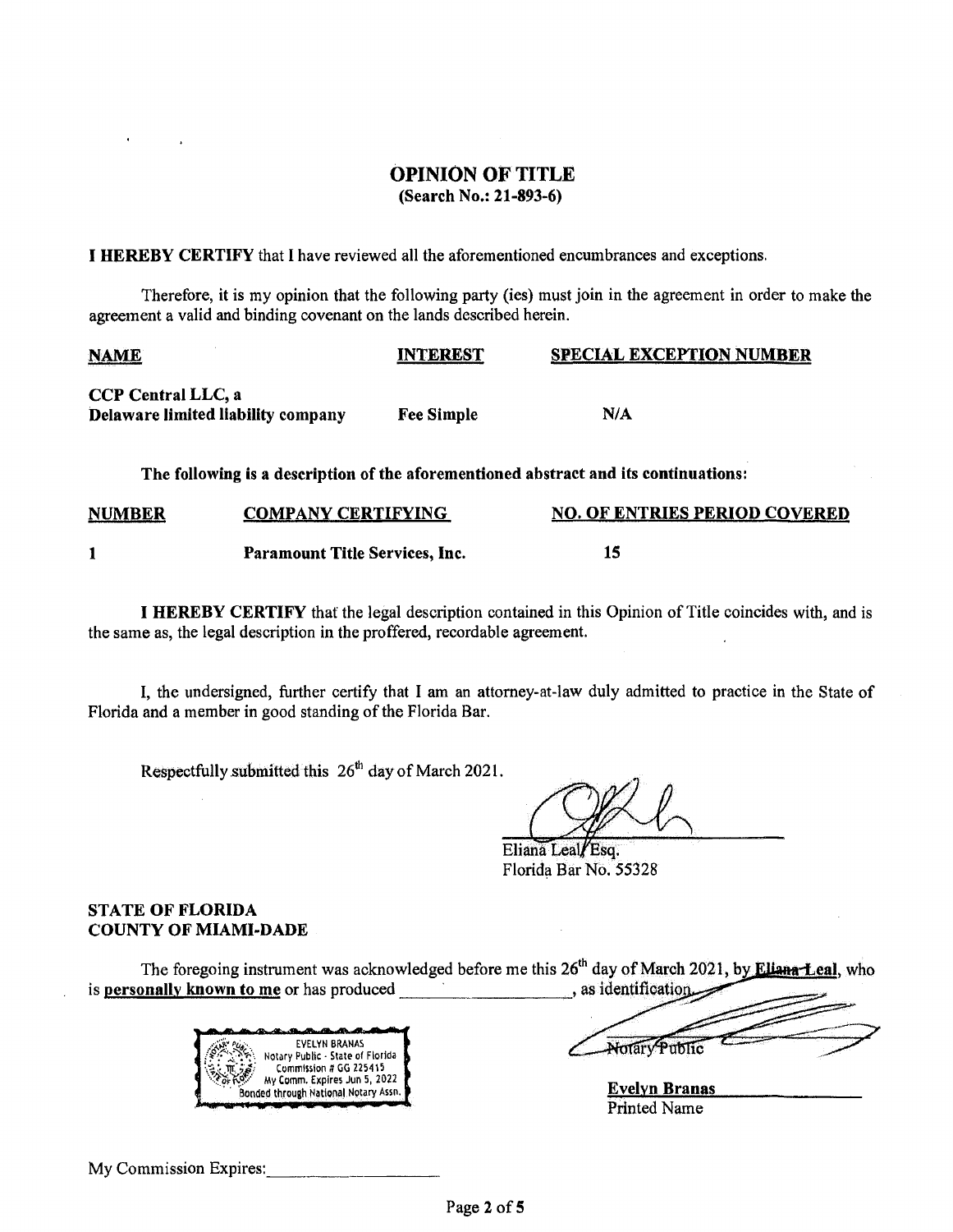# OPINION OF TITLE

**(Search No.: 21-893-6)**

**I HEREBY CERTIFY** that I have reviewed all the aforementioned encumbrances and exceptions.

Therefore, it is my opinion that the following party (ies) must join in the agreement in order to make the agreement a valid and binding covenant on the lands described herein.

| NAME | INTEREST | SPECIAL EXCEPTION NUMBER |
|---|---|---|
| **CCP Central LLC, a Delaware limited liability company** | **Fee Simple** | **N/A** |

**The following is a description of the aforementioned abstract and its continuations:**

| NUMBER | COMPANY CERTIFYING | NO. OF ENTRIES PERIOD COVERED |
|---|---|---|
| **1** | **Paramount Title Services, Inc.** | **15** |

**I HEREBY CERTIFY** that the legal description contained in this Opinion of Title coincides with, and is the same as, the legal description in the proffered, recordable agreement.

I, the undersigned, further certify that I am an attorney-at-law duly admitted to practice in the State of Florida and a member in good standing of the Florida Bar.

Respectfully submitted this 26th day of March 2021.

Eliana Leal, Esq.
Florida Bar No. 55328

**STATE OF FLORIDA**
**COUNTY OF MIAMI-DADE**

The foregoing instrument was acknowledged before me this 26th day of March 2021, by **Eliana Leal**, who is **personally known to me** or has produced ____________________, as identification.

EVELYN BRANAS
Notary Public - State of Florida
Commission # GG 225415
My Comm. Expires Jun 5, 2022
Bonded through National Notary Assn.

Notary Public

**Evelyn Branas**
Printed Name

My Commission Expires: ____________________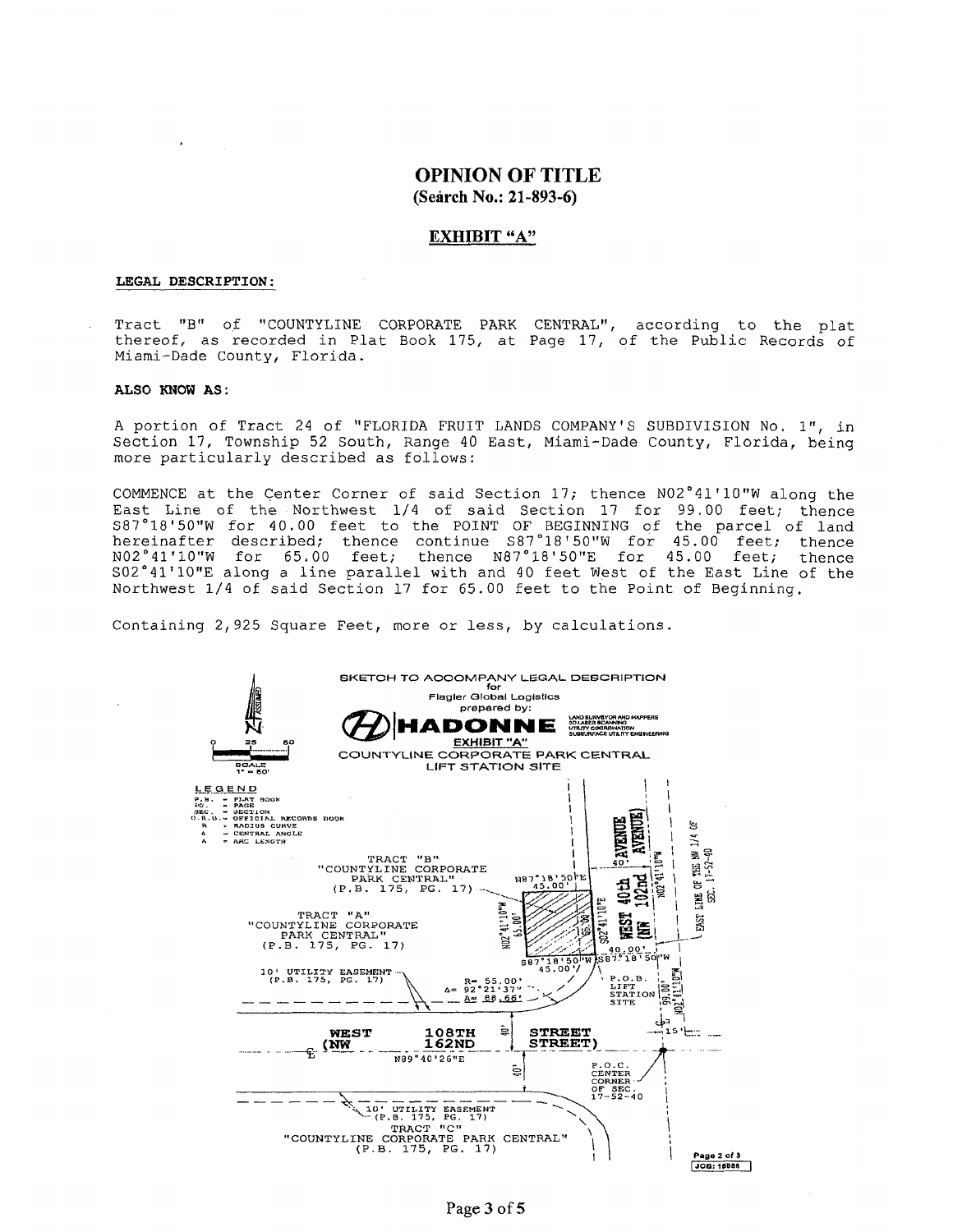# OPINION OF TITLE

**(Search No.: 21-893-6)**

## EXHIBIT "A"

**LEGAL DESCRIPTION:**

Tract "B" of "COUNTYLINE CORPORATE PARK CENTRAL", according to the plat thereof, as recorded in Plat Book 175, at Page 17, of the Public Records of Miami-Dade County, Florida.

**ALSO KNOW AS:**

A portion of Tract 24 of "FLORIDA FRUIT LANDS COMPANY'S SUBDIVISION No. 1", in Section 17, Township 52 South, Range 40 East, Miami-Dade County, Florida, being more particularly described as follows:

COMMENCE at the Center Corner of said Section 17; thence N02°41'10"W along the East Line of the Northwest 1/4 of said Section 17 for 99.00 feet; thence S87°18'50"W for 40.00 feet to the POINT OF BEGINNING of the parcel of land hereinafter described; thence continue S87°18'50"W for 45.00 feet; thence N02°41'10"W for 65.00 feet; thence N87°18'50"E for 45.00 feet; thence S02°41'10"E along a line parallel with and 40 feet West of the East Line of the Northwest 1/4 of said Section 17 for 65.00 feet to the Point of Beginning.

Containing 2,925 Square Feet, more or less, by calculations.

SKETCH TO ACCOMPANY LEGAL DESCRIPTION
for
Flagler Global Logistics
prepared by:
HADONNE
EXHIBIT "A"
COUNTYLINE CORPORATE PARK CENTRAL
LIFT STATION SITE

SCALE 1" = 50'

LEGEND
- P.B. = PLAT BOOK
- PG. = PAGE
- SEC. = SECTION
- O.R.B. = OFFICIAL RECORDS BOOK
- R = RADIUS CURVE
- Δ = CENTRAL ANGLE
- A = ARC LENGTH

TRACT "B" "COUNTYLINE CORPORATE PARK CENTRAL" (P.B. 175, PG. 17)

TRACT "A" "COUNTYLINE CORPORATE PARK CENTRAL" (P.B. 175, PG. 17)

TRACT "C" "COUNTYLINE CORPORATE PARK CENTRAL" (P.B. 175, PG. 17)

10' UTILITY EASEMENT (P.B. 175, PG. 17)

R= 55.00' Δ= 92°21'37" A= 88.66'

N87°18'50"E 45.00' — N02°41'10"W 65.00' — S02°41'10"E 65.00' — S87°18'50"W 45.00' — S87°18'50"W 40.00' — N02°41'10"W 99.00' — N89°40'26"E

WEST 40th AVENUE (NW 102nd AVENUE)

WEST 108TH STREET (NW 162ND STREET)

P.O.B. LIFT STATION SITE

P.O.C. CENTER CORNER OF SEC. 17-52-40

EAST LINE OF THE NW 1/4 OF SEC. 17-52-40

Page 2 of 3 JOB: 16086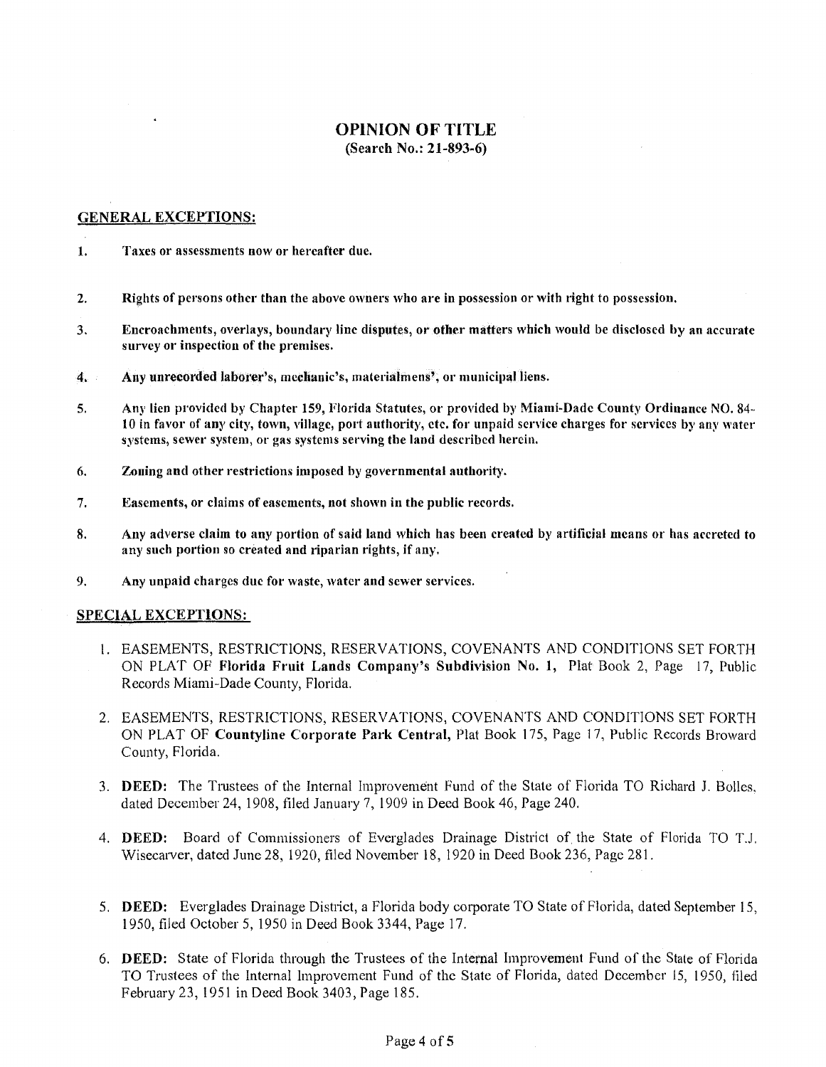# OPINION OF TITLE

**(Search No.: 21-893-6)**

## GENERAL EXCEPTIONS:

1. **Taxes or assessments now or hereafter due.**
2. **Rights of persons other than the above owners who are in possession or with right to possession.**
3. **Encroachments, overlays, boundary line disputes, or other matters which would be disclosed by an accurate survey or inspection of the premises.**
4. **Any unrecorded laborer's, mechanic's, materialmens', or municipal liens.**
5. **Any lien provided by Chapter 159, Florida Statutes, or provided by Miami-Dade County Ordinance NO. 84-10 in favor of any city, town, village, port authority, etc. for unpaid service charges for services by any water systems, sewer system, or gas systems serving the land described herein.**
6. **Zoning and other restrictions imposed by governmental authority.**
7. **Easements, or claims of easements, not shown in the public records.**
8. **Any adverse claim to any portion of said land which has been created by artificial means or has accreted to any such portion so created and riparian rights, if any.**
9. **Any unpaid charges due for waste, water and sewer services.**

## SPECIAL EXCEPTIONS:

1. EASEMENTS, RESTRICTIONS, RESERVATIONS, COVENANTS AND CONDITIONS SET FORTH ON PLAT OF **Florida Fruit Lands Company's Subdivision No. 1,** Plat Book 2, Page 17, Public Records Miami-Dade County, Florida.
2. EASEMENTS, RESTRICTIONS, RESERVATIONS, COVENANTS AND CONDITIONS SET FORTH ON PLAT OF **Countyline Corporate Park Central,** Plat Book 175, Page 17, Public Records Broward County, Florida.
3. **DEED:** The Trustees of the Internal Improvement Fund of the State of Florida TO Richard J. Bolles, dated December 24, 1908, filed January 7, 1909 in Deed Book 46, Page 240.
4. **DEED:** Board of Commissioners of Everglades Drainage District of the State of Florida TO T.J. Wisecarver, dated June 28, 1920, filed November 18, 1920 in Deed Book 236, Page 281.
5. **DEED:** Everglades Drainage District, a Florida body corporate TO State of Florida, dated September 15, 1950, filed October 5, 1950 in Deed Book 3344, Page 17.
6. **DEED:** State of Florida through the Trustees of the Internal Improvement Fund of the State of Florida TO Trustees of the Internal Improvement Fund of the State of Florida, dated December 15, 1950, filed February 23, 1951 in Deed Book 3403, Page 185.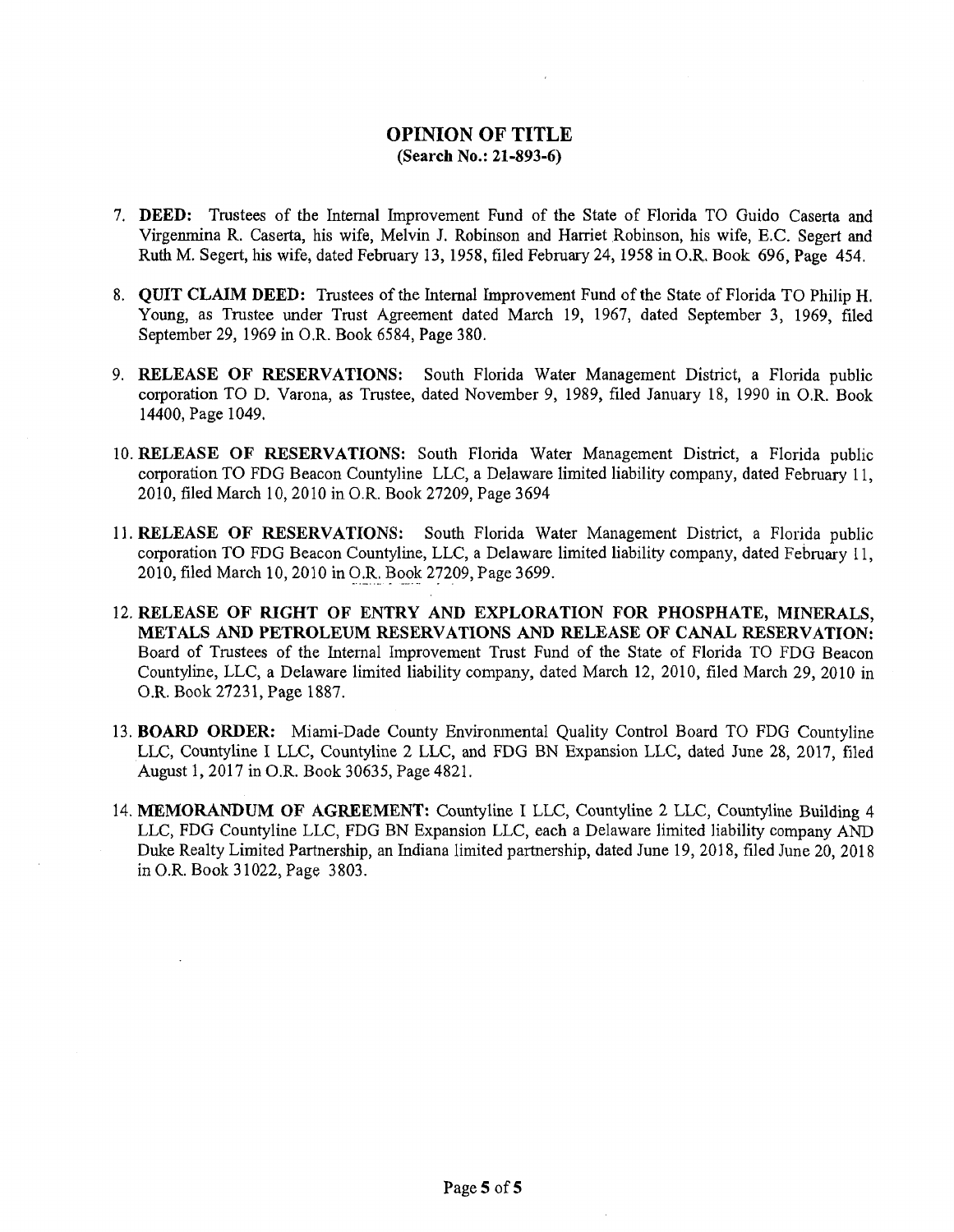## OPINION OF TITLE
### (Search No.: 21-893-6)

7. **DEED:** Trustees of the Internal Improvement Fund of the State of Florida TO Guido Caserta and Virgenmina R. Caserta, his wife, Melvin J. Robinson and Harriet Robinson, his wife, E.C. Segert and Ruth M. Segert, his wife, dated February 13, 1958, filed February 24, 1958 in O.R. Book 696, Page 454.

8. **QUIT CLAIM DEED:** Trustees of the Internal Improvement Fund of the State of Florida TO Philip H. Young, as Trustee under Trust Agreement dated March 19, 1967, dated September 3, 1969, filed September 29, 1969 in O.R. Book 6584, Page 380.

9. **RELEASE OF RESERVATIONS:** South Florida Water Management District, a Florida public corporation TO D. Varona, as Trustee, dated November 9, 1989, filed January 18, 1990 in O.R. Book 14400, Page 1049.

10. **RELEASE OF RESERVATIONS:** South Florida Water Management District, a Florida public corporation TO FDG Beacon Countyline LLC, a Delaware limited liability company, dated February 11, 2010, filed March 10, 2010 in O.R. Book 27209, Page 3694

11. **RELEASE OF RESERVATIONS:** South Florida Water Management District, a Florida public corporation TO FDG Beacon Countyline, LLC, a Delaware limited liability company, dated February 11, 2010, filed March 10, 2010 in O.R. Book 27209, Page 3699.

12. **RELEASE OF RIGHT OF ENTRY AND EXPLORATION FOR PHOSPHATE, MINERALS, METALS AND PETROLEUM RESERVATIONS AND RELEASE OF CANAL RESERVATION:** Board of Trustees of the Internal Improvement Trust Fund of the State of Florida TO FDG Beacon Countyline, LLC, a Delaware limited liability company, dated March 12, 2010, filed March 29, 2010 in O.R. Book 27231, Page 1887.

13. **BOARD ORDER:** Miami-Dade County Environmental Quality Control Board TO FDG Countyline LLC, Countyline I LLC, Countyline 2 LLC, and FDG BN Expansion LLC, dated June 28, 2017, filed August 1, 2017 in O.R. Book 30635, Page 4821.

14. **MEMORANDUM OF AGREEMENT:** Countyline I LLC, Countyline 2 LLC, Countyline Building 4 LLC, FDG Countyline LLC, FDG BN Expansion LLC, each a Delaware limited liability company AND Duke Realty Limited Partnership, an Indiana limited partnership, dated June 19, 2018, filed June 20, 2018 in O.R. Book 31022, Page 3803.